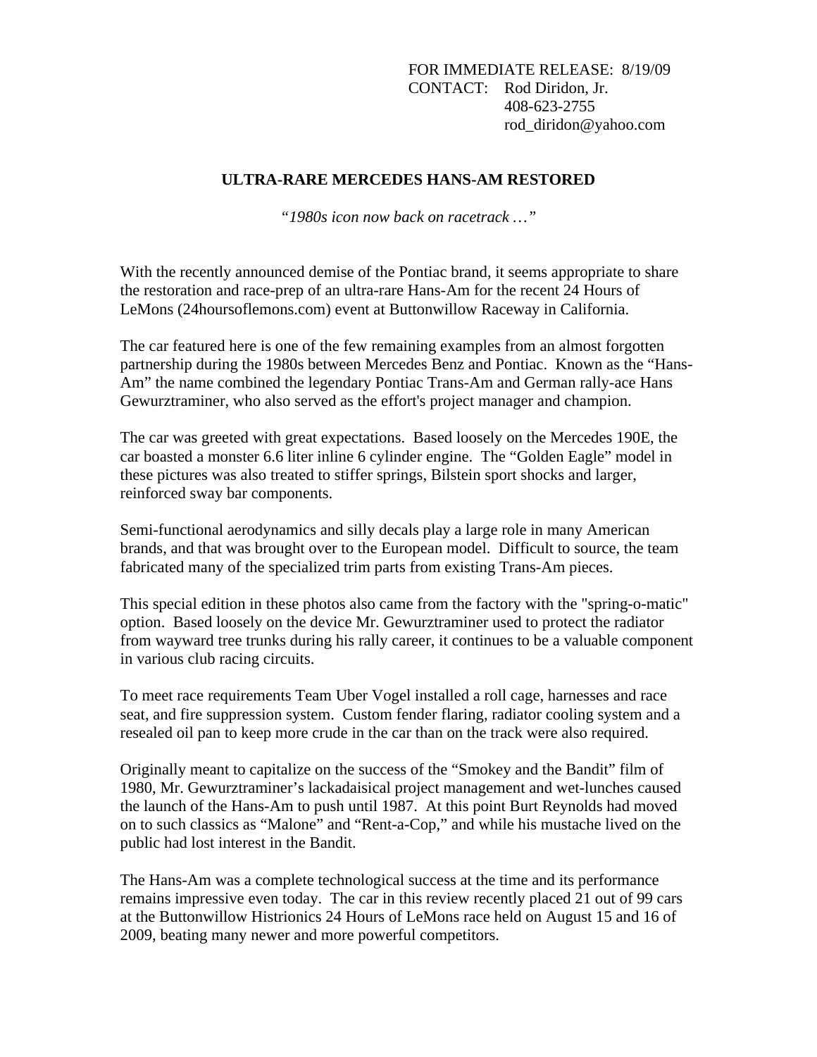FOR IMMEDIATE RELEASE: 8/19/09
CONTACT: Rod Diridon, Jr.
408-623-2755
rod_diridon@yahoo.com

**ULTRA-RARE MERCEDES HANS-AM RESTORED**

*"1980s icon now back on racetrack …"*

With the recently announced demise of the Pontiac brand, it seems appropriate to share the restoration and race-prep of an ultra-rare Hans-Am for the recent 24 Hours of LeMons (24hoursoflemons.com) event at Buttonwillow Raceway in California.

The car featured here is one of the few remaining examples from an almost forgotten partnership during the 1980s between Mercedes Benz and Pontiac. Known as the "Hans-Am" the name combined the legendary Pontiac Trans-Am and German rally-ace Hans Gewurztraminer, who also served as the effort's project manager and champion.

The car was greeted with great expectations. Based loosely on the Mercedes 190E, the car boasted a monster 6.6 liter inline 6 cylinder engine. The "Golden Eagle" model in these pictures was also treated to stiffer springs, Bilstein sport shocks and larger, reinforced sway bar components.

Semi-functional aerodynamics and silly decals play a large role in many American brands, and that was brought over to the European model. Difficult to source, the team fabricated many of the specialized trim parts from existing Trans-Am pieces.

This special edition in these photos also came from the factory with the "spring-o-matic" option. Based loosely on the device Mr. Gewurztraminer used to protect the radiator from wayward tree trunks during his rally career, it continues to be a valuable component in various club racing circuits.

To meet race requirements Team Uber Vogel installed a roll cage, harnesses and race seat, and fire suppression system. Custom fender flaring, radiator cooling system and a resealed oil pan to keep more crude in the car than on the track were also required.

Originally meant to capitalize on the success of the "Smokey and the Bandit" film of 1980, Mr. Gewurztraminer's lackadaisical project management and wet-lunches caused the launch of the Hans-Am to push until 1987. At this point Burt Reynolds had moved on to such classics as "Malone" and "Rent-a-Cop," and while his mustache lived on the public had lost interest in the Bandit.

The Hans-Am was a complete technological success at the time and its performance remains impressive even today. The car in this review recently placed 21 out of 99 cars at the Buttonwillow Histrionics 24 Hours of LeMons race held on August 15 and 16 of 2009, beating many newer and more powerful competitors.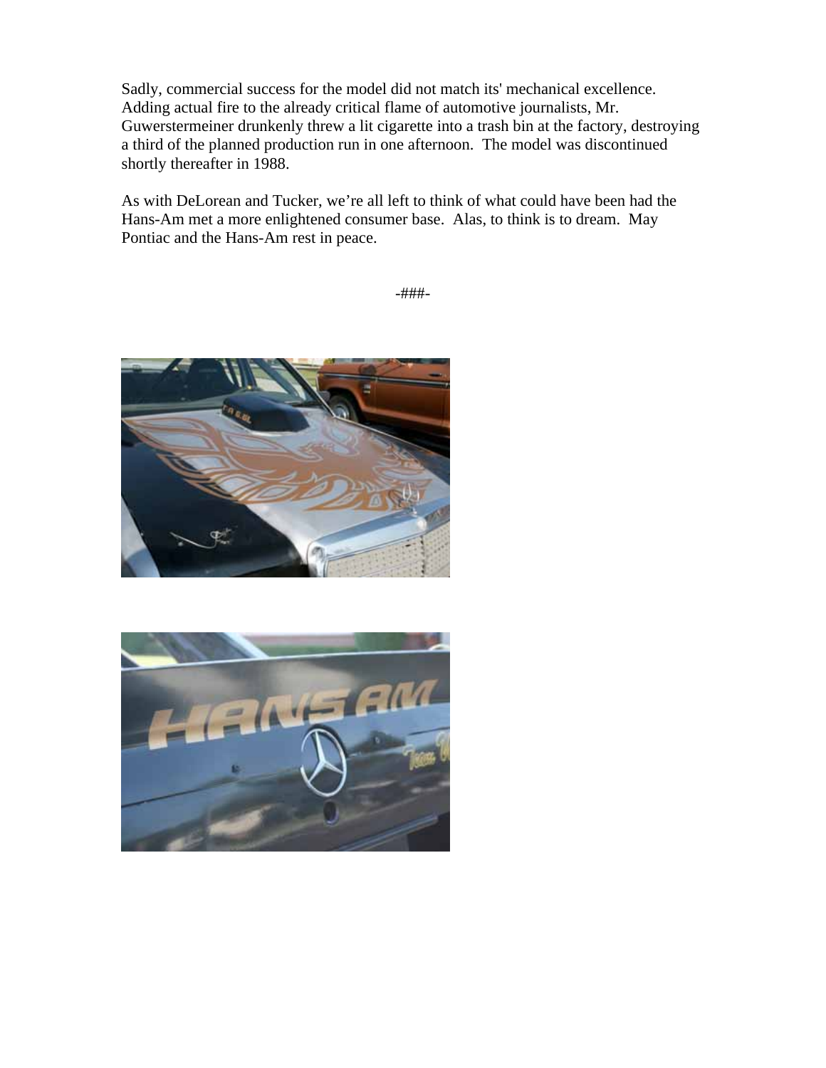Sadly, commercial success for the model did not match its' mechanical excellence. Adding actual fire to the already critical flame of automotive journalists, Mr. Guwerstermeiner drunkenly threw a lit cigarette into a trash bin at the factory, destroying a third of the planned production run in one afternoon. The model was discontinued shortly thereafter in 1988.

As with DeLorean and Tucker, we're all left to think of what could have been had the Hans-Am met a more enlightened consumer base. Alas, to think is to dream. May Pontiac and the Hans-Am rest in peace.

-###-